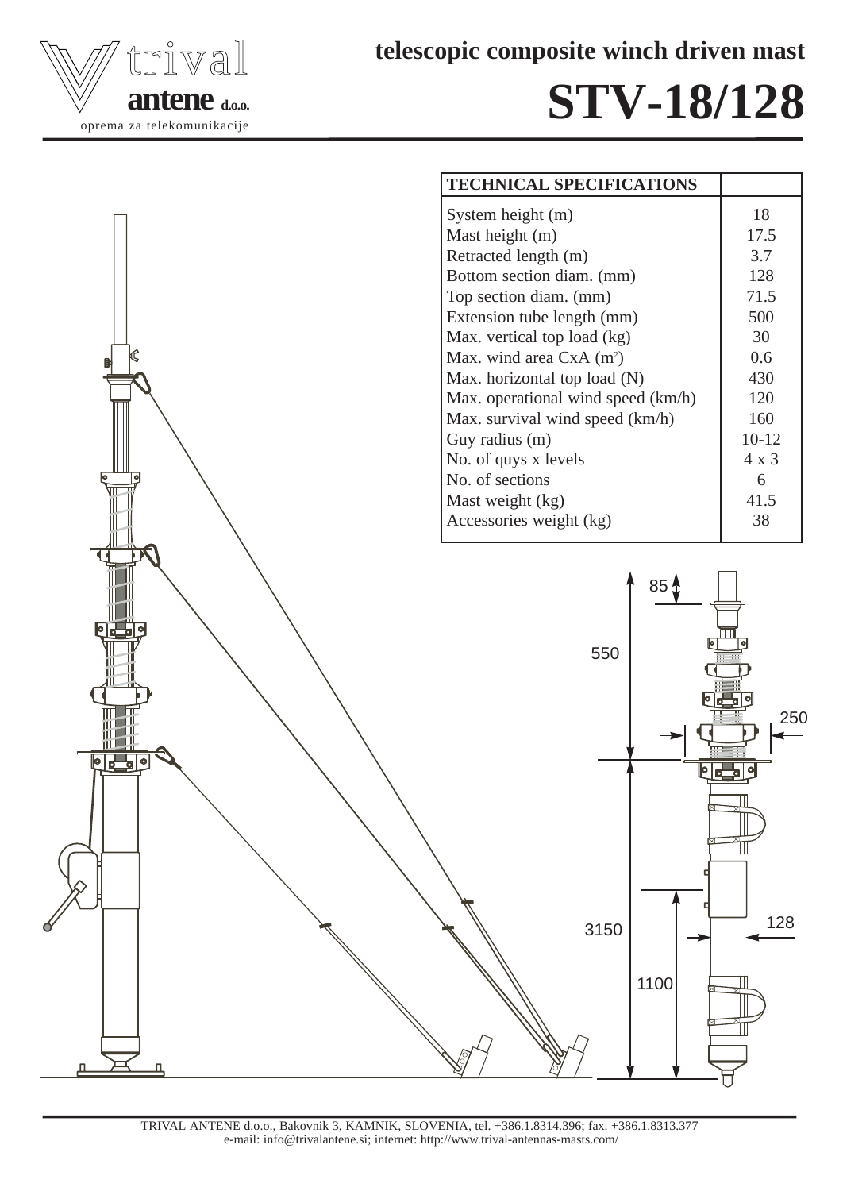trival antene d.o.o.
oprema za telekomunikacije

## telescopic composite winch driven mast

# STV-18/128

| TECHNICAL SPECIFICATIONS | |
|---|---|
| System height (m) | 18 |
| Mast height (m) | 17.5 |
| Retracted length (m) | 3.7 |
| Bottom section diam. (mm) | 128 |
| Top section diam. (mm) | 71.5 |
| Extension tube length (mm) | 500 |
| Max. vertical top load (kg) | 30 |
| Max. wind area CxA ($m^2$) | 0.6 |
| Max. horizontal top load (N) | 430 |
| Max. operational wind speed (km/h) | 120 |
| Max. survival wind speed (km/h) | 160 |
| Guy radius (m) | 10-12 |
| No. of quys x levels | 4 x 3 |
| No. of sections | 6 |
| Mast weight (kg) | 41.5 |
| Accessories weight (kg) | 38 |

85
550
250
3150
1100
128

TRIVAL ANTENE d.o.o., Bakovnik 3, KAMNIK, SLOVENIA, tel. +386.1.8314.396; fax. +386.1.8313.377
e-mail: info@trivalantene.si; internet: http://www.trival-antennas-masts.com/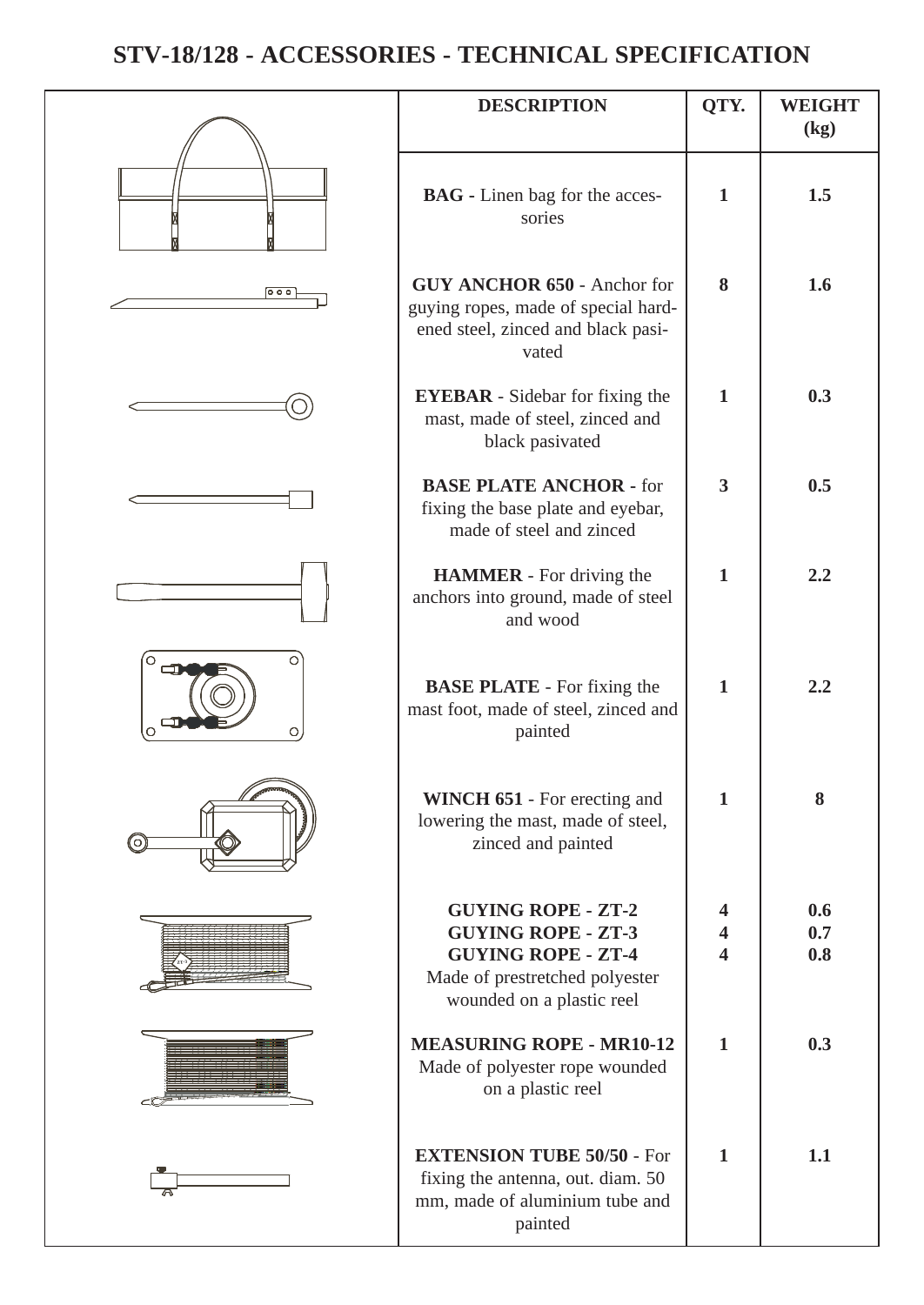# STV-18/128 - ACCESSORIES - TECHNICAL SPECIFICATION

| | DESCRIPTION | QTY. | WEIGHT (kg) |
|---|---|---|---|
| | **BAG** - Linen bag for the accessories | **1** | **1.5** |
| | **GUY ANCHOR 650** - Anchor for guying ropes, made of special hardened steel, zinced and black pasivated | **8** | **1.6** |
| | **EYEBAR** - Sidebar for fixing the mast, made of steel, zinced and black pasivated | **1** | **0.3** |
| | **BASE PLATE ANCHOR** - for fixing the base plate and eyebar, made of steel and zinced | **3** | **0.5** |
| | **HAMMER** - For driving the anchors into ground, made of steel and wood | **1** | **2.2** |
| | **BASE PLATE** - For fixing the mast foot, made of steel, zinced and painted | **1** | **2.2** |
| | **WINCH 651** - For erecting and lowering the mast, made of steel, zinced and painted | **1** | **8** |
| | **GUYING ROPE - ZT-2**<br>**GUYING ROPE - ZT-3**<br>**GUYING ROPE - ZT-4**<br>Made of prestretched polyester wounded on a plastic reel | **4**<br>**4**<br>**4** | **0.6**<br>**0.7**<br>**0.8** |
| | **MEASURING ROPE - MR10-12** Made of polyester rope wounded on a plastic reel | **1** | **0.3** |
| | **EXTENSION TUBE 50/50** - For fixing the antenna, out. diam. 50 mm, made of aluminium tube and painted | **1** | **1.1** |